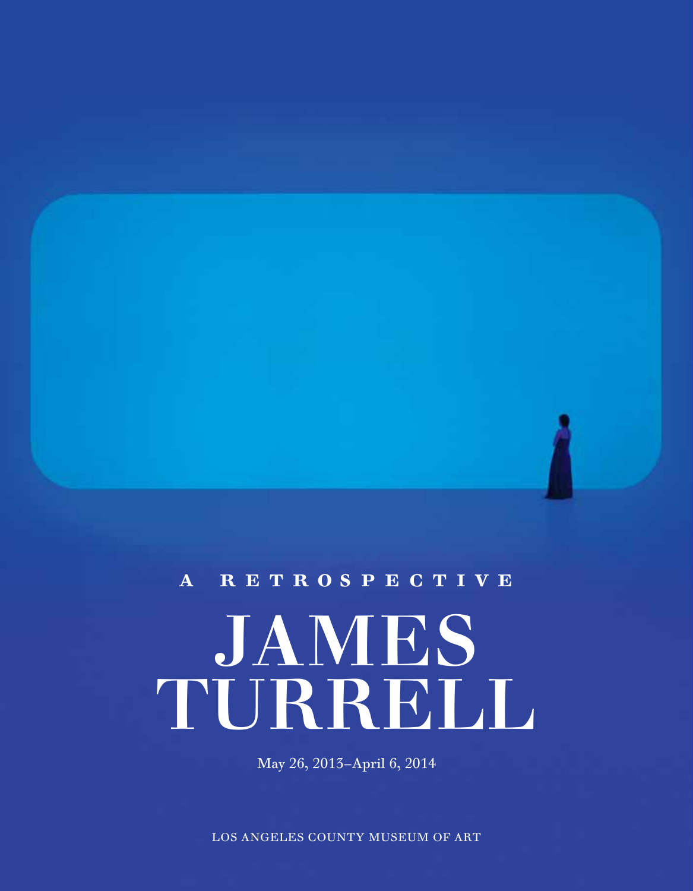A RETROSPECTIVE

# JAMES TURRELL

May 26, 2013–April 6, 2014

LOS ANGELES COUNTY MUSEUM OF ART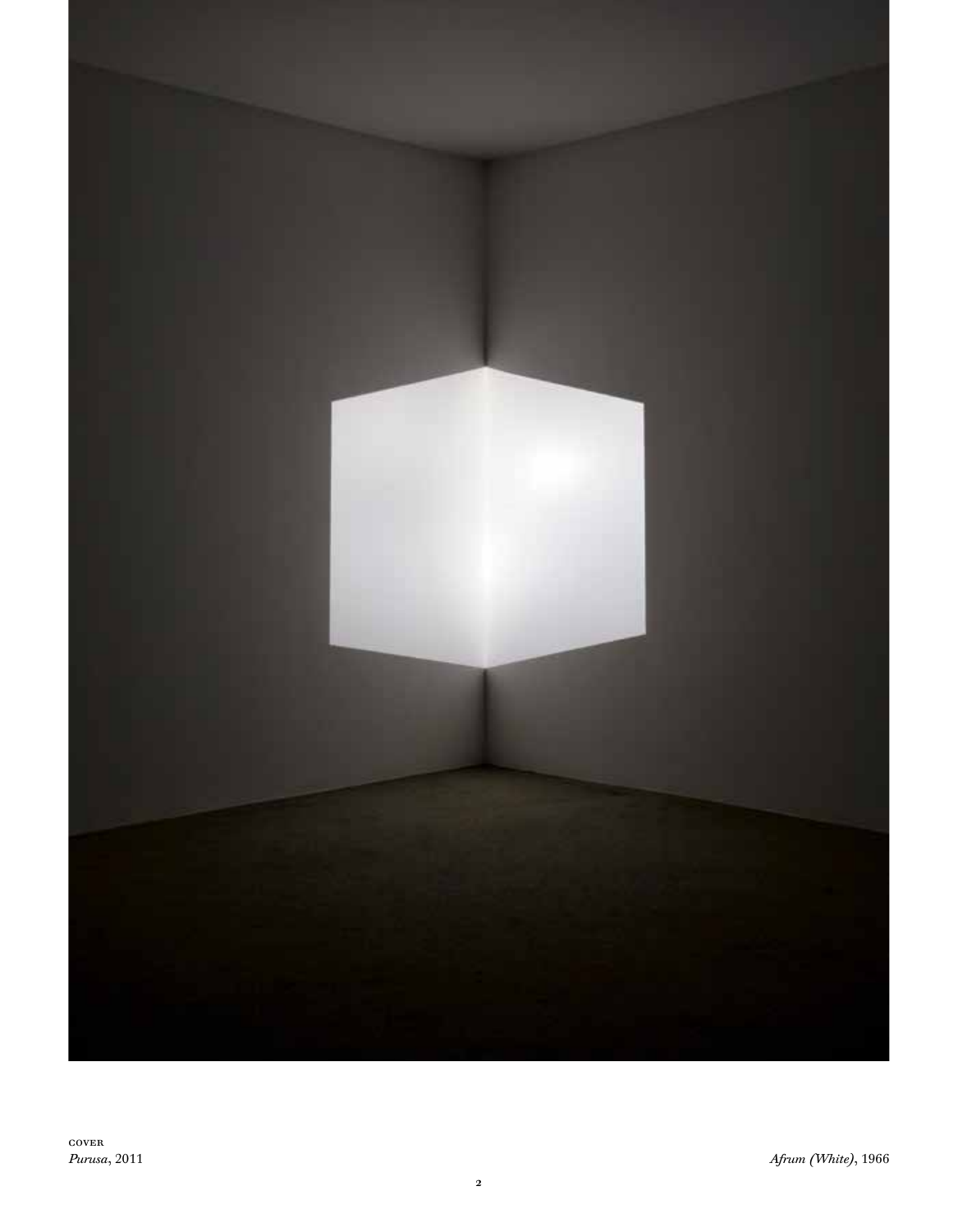COVER
*Purusa*, 2011

*Afrum (White)*, 1966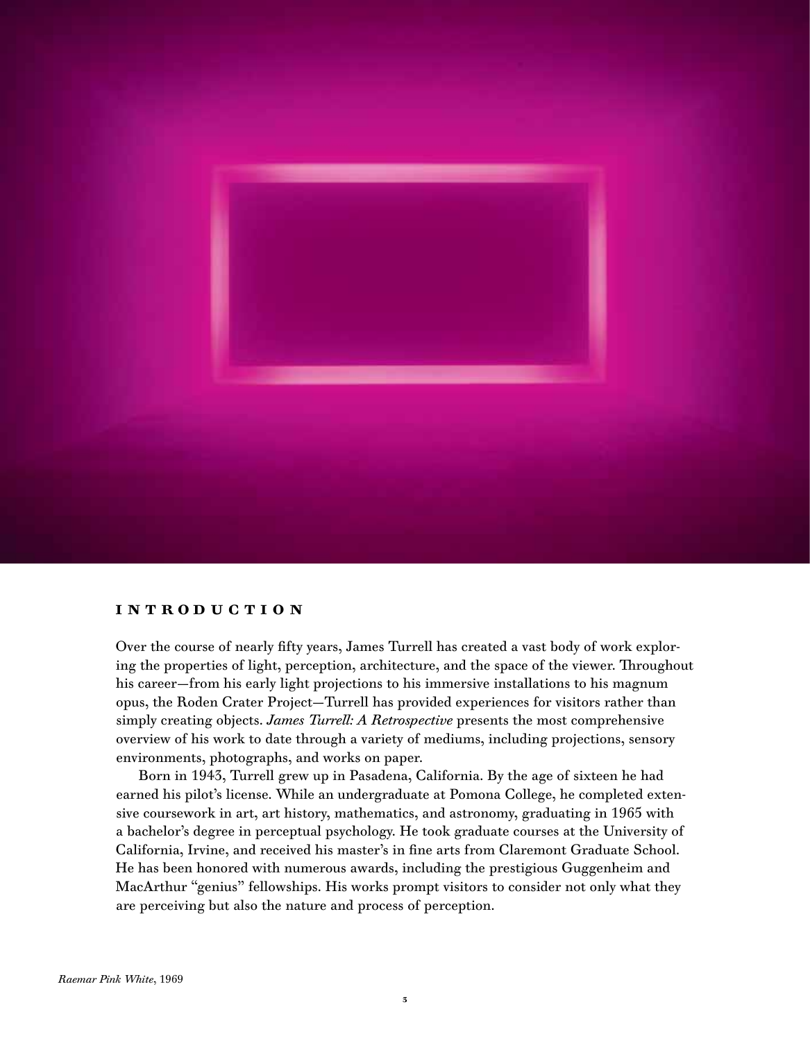## INTRODUCTION

Over the course of nearly fifty years, James Turrell has created a vast body of work exploring the properties of light, perception, architecture, and the space of the viewer. Throughout his career—from his early light projections to his immersive installations to his magnum opus, the Roden Crater Project—Turrell has provided experiences for visitors rather than simply creating objects. *James Turrell: A Retrospective* presents the most comprehensive overview of his work to date through a variety of mediums, including projections, sensory environments, photographs, and works on paper.

Born in 1943, Turrell grew up in Pasadena, California. By the age of sixteen he had earned his pilot's license. While an undergraduate at Pomona College, he completed extensive coursework in art, art history, mathematics, and astronomy, graduating in 1965 with a bachelor's degree in perceptual psychology. He took graduate courses at the University of California, Irvine, and received his master's in fine arts from Claremont Graduate School. He has been honored with numerous awards, including the prestigious Guggenheim and MacArthur "genius" fellowships. His works prompt visitors to consider not only what they are perceiving but also the nature and process of perception.

*Raemar Pink White*, 1969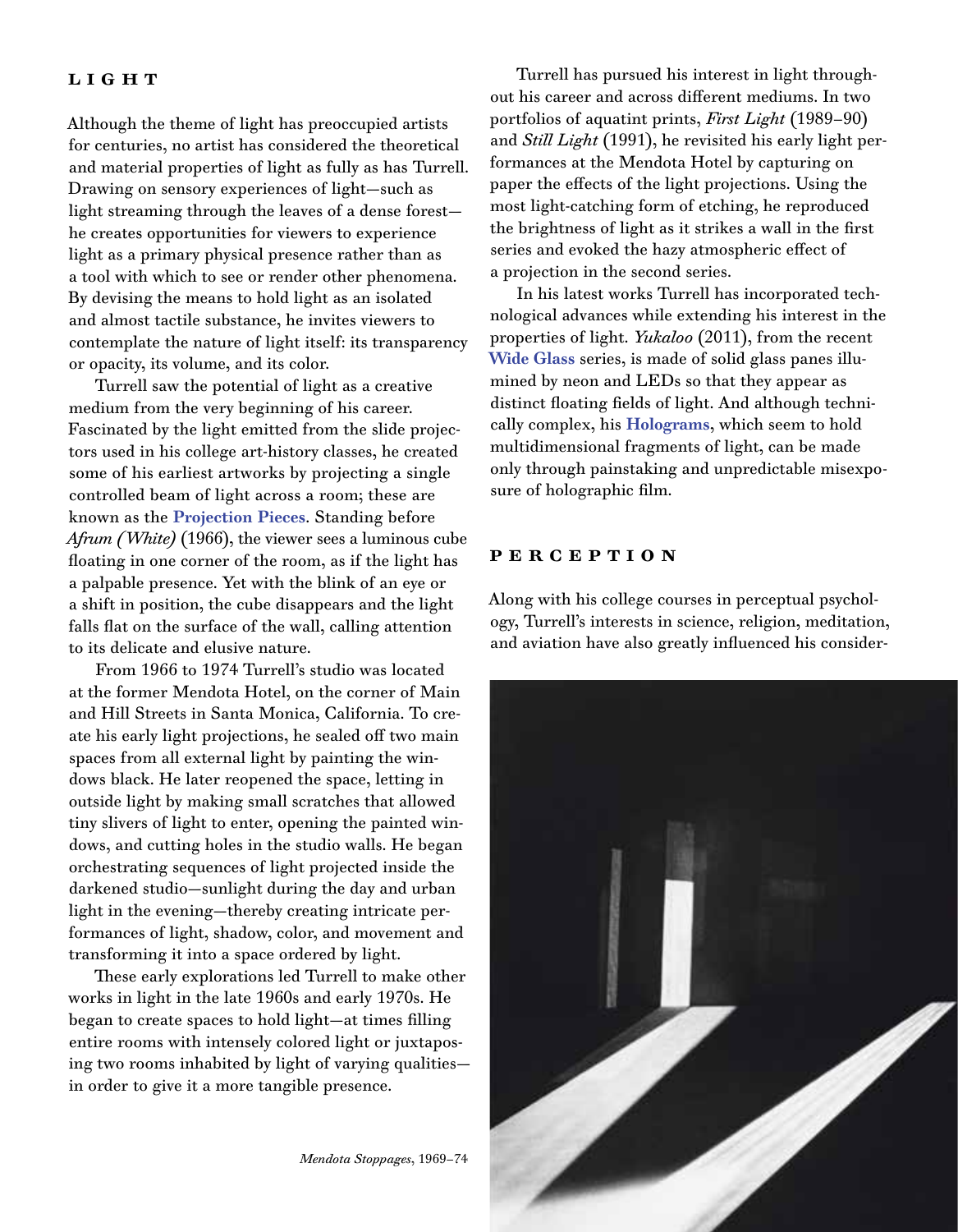## LIGHT

Although the theme of light has preoccupied artists for centuries, no artist has considered the theoretical and material properties of light as fully as has Turrell. Drawing on sensory experiences of light—such as light streaming through the leaves of a dense forest—he creates opportunities for viewers to experience light as a primary physical presence rather than as a tool with which to see or render other phenomena. By devising the means to hold light as an isolated and almost tactile substance, he invites viewers to contemplate the nature of light itself: its transparency or opacity, its volume, and its color.

Turrell saw the potential of light as a creative medium from the very beginning of his career. Fascinated by the light emitted from the slide projectors used in his college art-history classes, he created some of his earliest artworks by projecting a single controlled beam of light across a room; these are known as the **Projection Pieces**. Standing before *Afrum (White)* (1966), the viewer sees a luminous cube floating in one corner of the room, as if the light has a palpable presence. Yet with the blink of an eye or a shift in position, the cube disappears and the light falls flat on the surface of the wall, calling attention to its delicate and elusive nature.

From 1966 to 1974 Turrell's studio was located at the former Mendota Hotel, on the corner of Main and Hill Streets in Santa Monica, California. To create his early light projections, he sealed off two main spaces from all external light by painting the windows black. He later reopened the space, letting in outside light by making small scratches that allowed tiny slivers of light to enter, opening the painted windows, and cutting holes in the studio walls. He began orchestrating sequences of light projected inside the darkened studio—sunlight during the day and urban light in the evening—thereby creating intricate performances of light, shadow, color, and movement and transforming it into a space ordered by light.

These early explorations led Turrell to make other works in light in the late 1960s and early 1970s. He began to create spaces to hold light—at times filling entire rooms with intensely colored light or juxtaposing two rooms inhabited by light of varying qualities—in order to give it a more tangible presence.

Turrell has pursued his interest in light throughout his career and across different mediums. In two portfolios of aquatint prints, *First Light* (1989–90) and *Still Light* (1991), he revisited his early light performances at the Mendota Hotel by capturing on paper the effects of the light projections. Using the most light-catching form of etching, he reproduced the brightness of light as it strikes a wall in the first series and evoked the hazy atmospheric effect of a projection in the second series.

In his latest works Turrell has incorporated technological advances while extending his interest in the properties of light. *Yukaloo* (2011), from the recent **Wide Glass** series, is made of solid glass panes illumined by neon and LEDs so that they appear as distinct floating fields of light. And although technically complex, his **Holograms**, which seem to hold multidimensional fragments of light, can be made only through painstaking and unpredictable misexposure of holographic film.

## PERCEPTION

Along with his college courses in perceptual psychology, Turrell's interests in science, religion, meditation, and aviation have also greatly influenced his consider-

*Mendota Stoppages*, 1969–74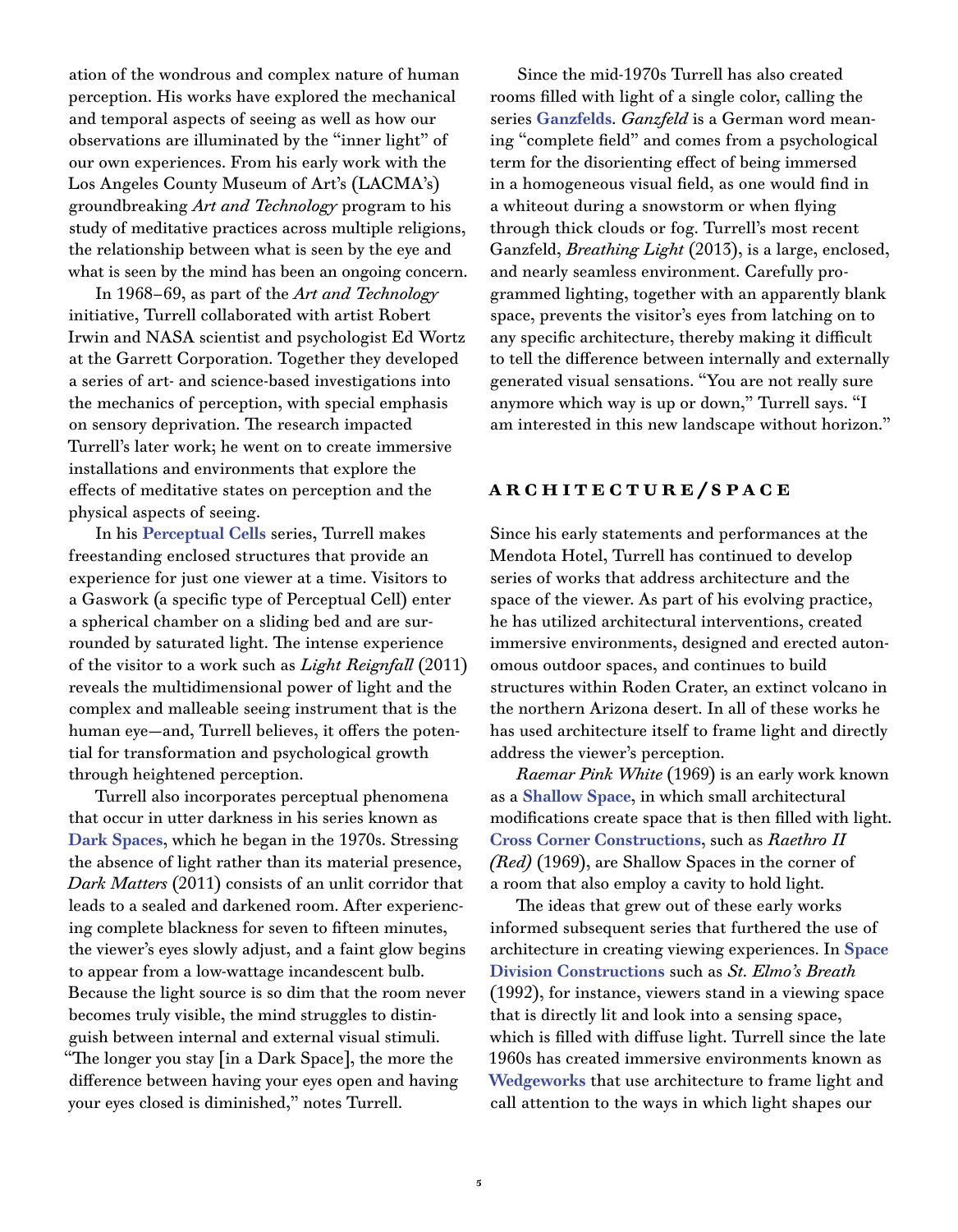ation of the wondrous and complex nature of human perception. His works have explored the mechanical and temporal aspects of seeing as well as how our observations are illuminated by the "inner light" of our own experiences. From his early work with the Los Angeles County Museum of Art's (LACMA's) groundbreaking *Art and Technology* program to his study of meditative practices across multiple religions, the relationship between what is seen by the eye and what is seen by the mind has been an ongoing concern.

In 1968–69, as part of the *Art and Technology* initiative, Turrell collaborated with artist Robert Irwin and NASA scientist and psychologist Ed Wortz at the Garrett Corporation. Together they developed a series of art- and science-based investigations into the mechanics of perception, with special emphasis on sensory deprivation. The research impacted Turrell's later work; he went on to create immersive installations and environments that explore the effects of meditative states on perception and the physical aspects of seeing.

In his **Perceptual Cells** series, Turrell makes freestanding enclosed structures that provide an experience for just one viewer at a time. Visitors to a Gaswork (a specific type of Perceptual Cell) enter a spherical chamber on a sliding bed and are surrounded by saturated light. The intense experience of the visitor to a work such as *Light Reignfall* (2011) reveals the multidimensional power of light and the complex and malleable seeing instrument that is the human eye—and, Turrell believes, it offers the potential for transformation and psychological growth through heightened perception.

Turrell also incorporates perceptual phenomena that occur in utter darkness in his series known as **Dark Spaces**, which he began in the 1970s. Stressing the absence of light rather than its material presence, *Dark Matters* (2011) consists of an unlit corridor that leads to a sealed and darkened room. After experiencing complete blackness for seven to fifteen minutes, the viewer's eyes slowly adjust, and a faint glow begins to appear from a low-wattage incandescent bulb. Because the light source is so dim that the room never becomes truly visible, the mind struggles to distinguish between internal and external visual stimuli. "The longer you stay [in a Dark Space], the more the difference between having your eyes open and having your eyes closed is diminished," notes Turrell.

Since the mid-1970s Turrell has also created rooms filled with light of a single color, calling the series **Ganzfelds**. *Ganzfeld* is a German word meaning "complete field" and comes from a psychological term for the disorienting effect of being immersed in a homogeneous visual field, as one would find in a whiteout during a snowstorm or when flying through thick clouds or fog. Turrell's most recent Ganzfeld, *Breathing Light* (2013), is a large, enclosed, and nearly seamless environment. Carefully programmed lighting, together with an apparently blank space, prevents the visitor's eyes from latching on to any specific architecture, thereby making it difficult to tell the difference between internally and externally generated visual sensations. "You are not really sure anymore which way is up or down," Turrell says. "I am interested in this new landscape without horizon."

## ARCHITECTURE/SPACE

Since his early statements and performances at the Mendota Hotel, Turrell has continued to develop series of works that address architecture and the space of the viewer. As part of his evolving practice, he has utilized architectural interventions, created immersive environments, designed and erected autonomous outdoor spaces, and continues to build structures within Roden Crater, an extinct volcano in the northern Arizona desert. In all of these works he has used architecture itself to frame light and directly address the viewer's perception.

*Raemar Pink White* (1969) is an early work known as a **Shallow Space**, in which small architectural modifications create space that is then filled with light. **Cross Corner Constructions**, such as *Raethro II (Red)* (1969), are Shallow Spaces in the corner of a room that also employ a cavity to hold light.

The ideas that grew out of these early works informed subsequent series that furthered the use of architecture in creating viewing experiences. In **Space Division Constructions** such as *St. Elmo's Breath* (1992), for instance, viewers stand in a viewing space that is directly lit and look into a sensing space, which is filled with diffuse light. Turrell since the late 1960s has created immersive environments known as **Wedgeworks** that use architecture to frame light and call attention to the ways in which light shapes our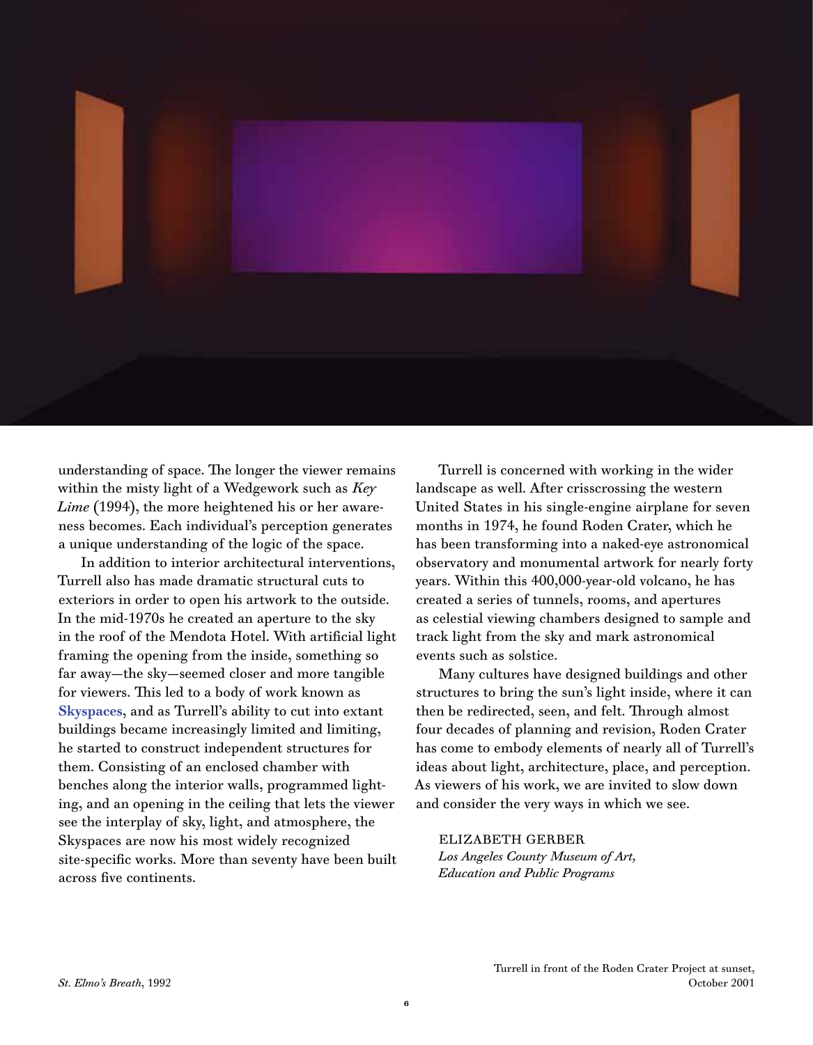understanding of space. The longer the viewer remains within the misty light of a Wedgework such as *Key Lime* (1994), the more heightened his or her awareness becomes. Each individual's perception generates a unique understanding of the logic of the space.

In addition to interior architectural interventions, Turrell also has made dramatic structural cuts to exteriors in order to open his artwork to the outside. In the mid-1970s he created an aperture to the sky in the roof of the Mendota Hotel. With artificial light framing the opening from the inside, something so far away—the sky—seemed closer and more tangible for viewers. This led to a body of work known as **Skyspaces**, and as Turrell's ability to cut into extant buildings became increasingly limited and limiting, he started to construct independent structures for them. Consisting of an enclosed chamber with benches along the interior walls, programmed lighting, and an opening in the ceiling that lets the viewer see the interplay of sky, light, and atmosphere, the Skyspaces are now his most widely recognized site-specific works. More than seventy have been built across five continents.

Turrell is concerned with working in the wider landscape as well. After crisscrossing the western United States in his single-engine airplane for seven months in 1974, he found Roden Crater, which he has been transforming into a naked-eye astronomical observatory and monumental artwork for nearly forty years. Within this 400,000-year-old volcano, he has created a series of tunnels, rooms, and apertures as celestial viewing chambers designed to sample and track light from the sky and mark astronomical events such as solstice.

Many cultures have designed buildings and other structures to bring the sun's light inside, where it can then be redirected, seen, and felt. Through almost four decades of planning and revision, Roden Crater has come to embody elements of nearly all of Turrell's ideas about light, architecture, place, and perception. As viewers of his work, we are invited to slow down and consider the very ways in which we see.

ELIZABETH GERBER
*Los Angeles County Museum of Art, Education and Public Programs*

*St. Elmo's Breath*, 1992

Turrell in front of the Roden Crater Project at sunset, October 2001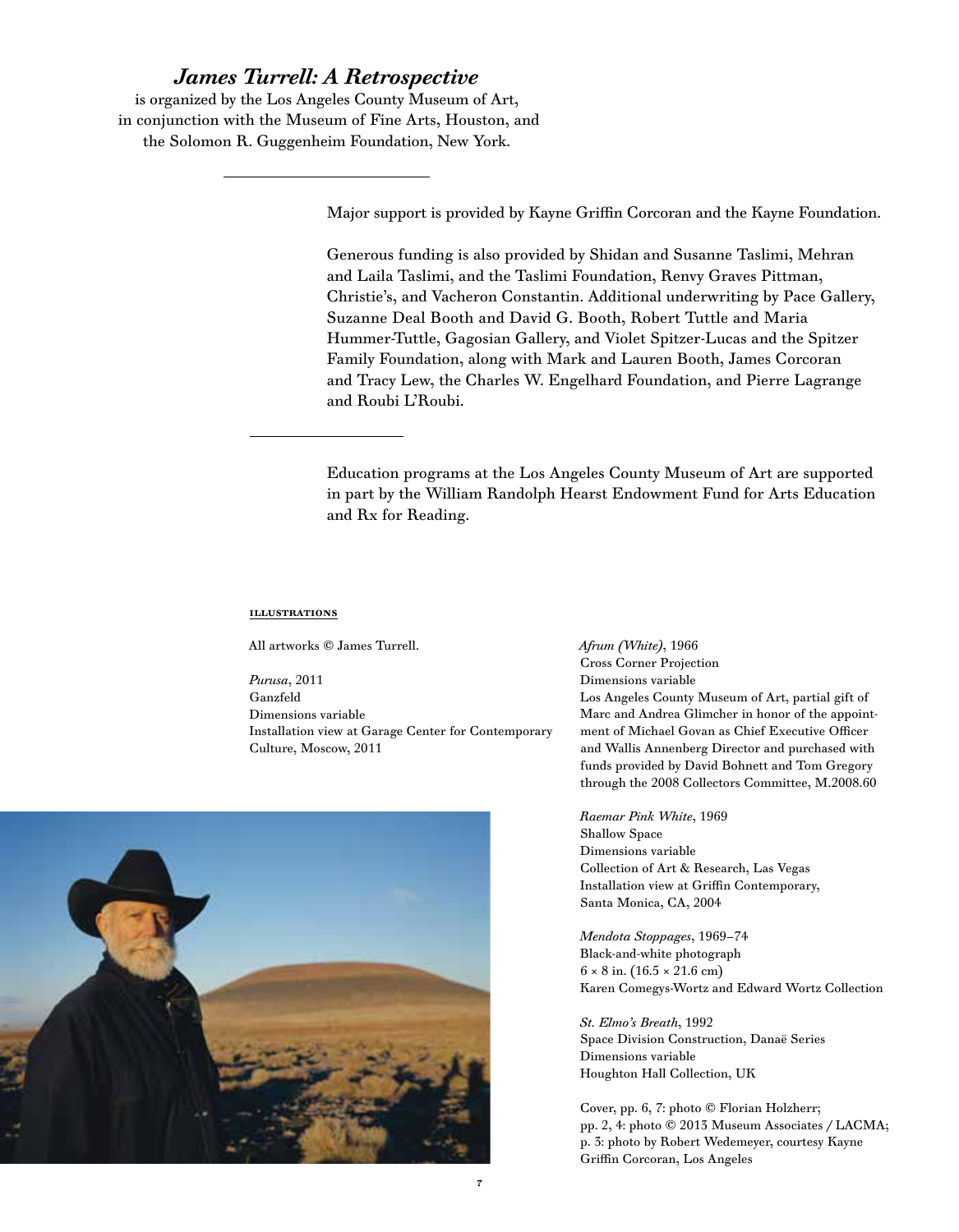***James Turrell: A Retrospective***

is organized by the Los Angeles County Museum of Art, in conjunction with the Museum of Fine Arts, Houston, and the Solomon R. Guggenheim Foundation, New York.

---

Major support is provided by Kayne Griffin Corcoran and the Kayne Foundation.

Generous funding is also provided by Shidan and Susanne Taslimi, Mehran and Laila Taslimi, and the Taslimi Foundation, Renvy Graves Pittman, Christie's, and Vacheron Constantin. Additional underwriting by Pace Gallery, Suzanne Deal Booth and David G. Booth, Robert Tuttle and Maria Hummer-Tuttle, Gagosian Gallery, and Violet Spitzer-Lucas and the Spitzer Family Foundation, along with Mark and Lauren Booth, James Corcoran and Tracy Lew, the Charles W. Engelhard Foundation, and Pierre Lagrange and Roubi L'Roubi.

---

Education programs at the Los Angeles County Museum of Art are supported in part by the William Randolph Hearst Endowment Fund for Arts Education and Rx for Reading.

**ILLUSTRATIONS**

All artworks © James Turrell.

*Purusa*, 2011
Ganzfeld
Dimensions variable
Installation view at Garage Center for Contemporary Culture, Moscow, 2011

*Afrum (White)*, 1966
Cross Corner Projection
Dimensions variable
Los Angeles County Museum of Art, partial gift of Marc and Andrea Glimcher in honor of the appointment of Michael Govan as Chief Executive Officer and Wallis Annenberg Director and purchased with funds provided by David Bohnett and Tom Gregory through the 2008 Collectors Committee, M.2008.60

*Raemar Pink White*, 1969
Shallow Space
Dimensions variable
Collection of Art & Research, Las Vegas
Installation view at Griffin Contemporary, Santa Monica, CA, 2004

*Mendota Stoppages*, 1969–74
Black-and-white photograph
6 × 8 in. (16.5 × 21.6 cm)
Karen Comegys-Wortz and Edward Wortz Collection

*St. Elmo's Breath*, 1992
Space Division Construction, Danaë Series
Dimensions variable
Houghton Hall Collection, UK

Cover, pp. 6, 7: photo © Florian Holzherr;
pp. 2, 4: photo © 2013 Museum Associates / LACMA;
p. 3: photo by Robert Wedemeyer, courtesy Kayne Griffin Corcoran, Los Angeles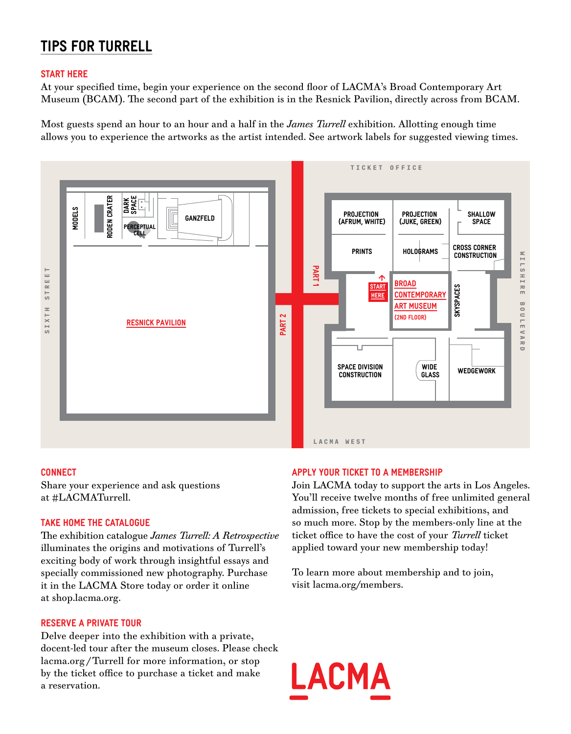# TIPS FOR TURRELL

## START HERE

At your specified time, begin your experience on the second floor of LACMA's Broad Contemporary Art Museum (BCAM). The second part of the exhibition is in the Resnick Pavilion, directly across from BCAM.

Most guests spend an hour to an hour and a half in the *James Turrell* exhibition. Allotting enough time allows you to experience the artworks as the artist intended. See artwork labels for suggested viewing times.

TICKET OFFICE

SIXTH STREET

WILSHIRE BOULEVARD

LACMA WEST

MODELS

RODEN CRATER

DARK SPACE

PERCEPTUAL CELL

GANZFELD

RESNICK PAVILION

PART 1

PART 2

PROJECTION (AFRUM, WHITE)

PROJECTION (JUKE, GREEN)

SHALLOW SPACE

PRINTS

HOLOGRAMS

CROSS CORNER CONSTRUCTION

START HERE

BROAD CONTEMPORARY ART MUSEUM (2ND FLOOR)

SKYSPACES

SPACE DIVISION CONSTRUCTION

WIDE GLASS

WEDGEWORK

## CONNECT

Share your experience and ask questions at #LACMATurrell.

## TAKE HOME THE CATALOGUE

The exhibition catalogue *James Turrell: A Retrospective* illuminates the origins and motivations of Turrell's exciting body of work through insightful essays and specially commissioned new photography. Purchase it in the LACMA Store today or order it online at shop.lacma.org.

## RESERVE A PRIVATE TOUR

Delve deeper into the exhibition with a private, docent-led tour after the museum closes. Please check lacma.org/Turrell for more information, or stop by the ticket office to purchase a ticket and make a reservation.

## APPLY YOUR TICKET TO A MEMBERSHIP

Join LACMA today to support the arts in Los Angeles. You'll receive twelve months of free unlimited general admission, free tickets to special exhibitions, and so much more. Stop by the members-only line at the ticket office to have the cost of your *Turrell* ticket applied toward your new membership today!

To learn more about membership and to join, visit lacma.org/members.

LACMA